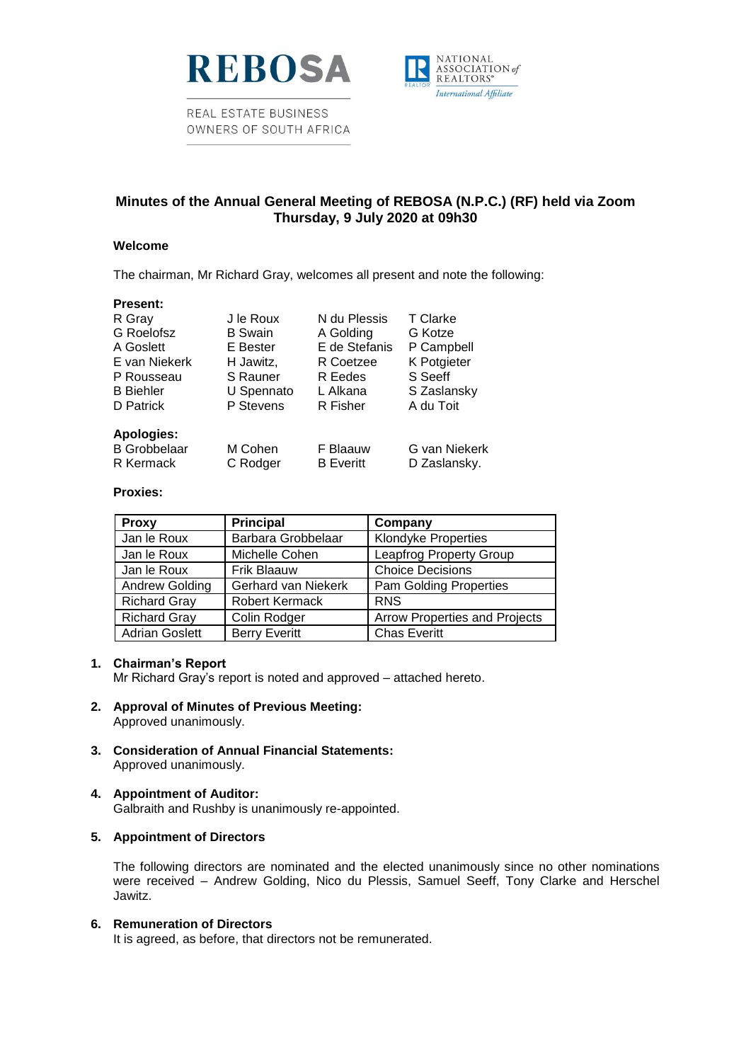REBOSA

REAL ESTATE BUSINESS OWNERS OF SOUTH AFRICA

NATIONAL ASSOCIATION of REALTORS®
International Affiliate

## Minutes of the Annual General Meeting of REBOSA (N.P.C.) (RF) held via Zoom Thursday, 9 July 2020 at 09h30

### Welcome

The chairman, Mr Richard Gray, welcomes all present and note the following:

**Present:**

| | | | |
|---|---|---|---|
| R Gray | J le Roux | N du Plessis | T Clarke |
| G Roelofsz | B Swain | A Golding | G Kotze |
| A Goslett | E Bester | E de Stefanis | P Campbell |
| E van Niekerk | H Jawitz, | R Coetzee | K Potgieter |
| P Rousseau | S Rauner | R Eedes | S Seeff |
| B Biehler | U Spennato | L Alkana | S Zaslansky |
| D Patrick | P Stevens | R Fisher | A du Toit |

**Apologies:**

| | | | |
|---|---|---|---|
| B Grobbelaar | M Cohen | F Blaauw | G van Niekerk |
| R Kermack | C Rodger | B Everitt | D Zaslansky. |

**Proxies:**

| Proxy | Principal | Company |
|---|---|---|
| Jan le Roux | Barbara Grobbelaar | Klondyke Properties |
| Jan le Roux | Michelle Cohen | Leapfrog Property Group |
| Jan le Roux | Frik Blaauw | Choice Decisions |
| Andrew Golding | Gerhard van Niekerk | Pam Golding Properties |
| Richard Gray | Robert Kermack | RNS |
| Richard Gray | Colin Rodger | Arrow Properties and Projects |
| Adrian Goslett | Berry Everitt | Chas Everitt |

1. **Chairman's Report**
   Mr Richard Gray's report is noted and approved – attached hereto.

2. **Approval of Minutes of Previous Meeting:**
   Approved unanimously.

3. **Consideration of Annual Financial Statements:**
   Approved unanimously.

4. **Appointment of Auditor:**
   Galbraith and Rushby is unanimously re-appointed.

5. **Appointment of Directors**

   The following directors are nominated and the elected unanimously since no other nominations were received – Andrew Golding, Nico du Plessis, Samuel Seeff, Tony Clarke and Herschel Jawitz.

6. **Remuneration of Directors**
   It is agreed, as before, that directors not be remunerated.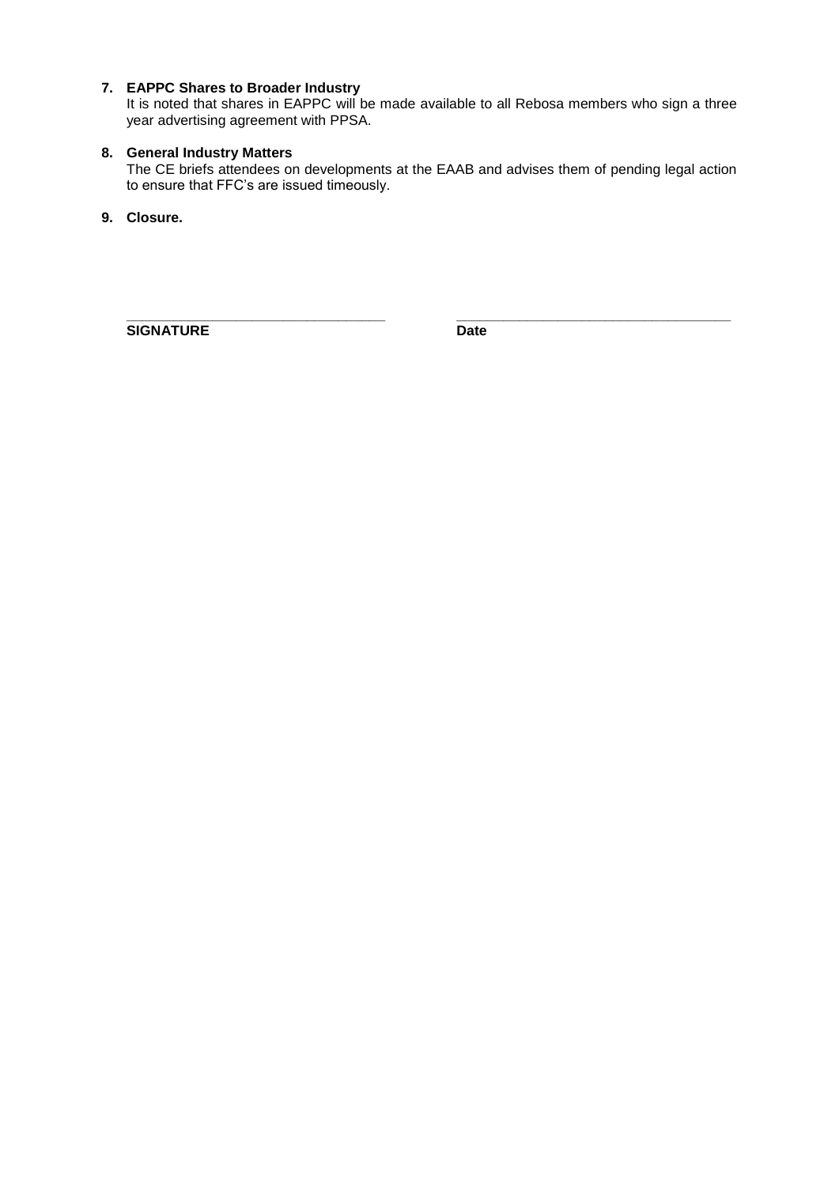7. **EAPPC Shares to Broader Industry**
   It is noted that shares in EAPPC will be made available to all Rebosa members who sign a three year advertising agreement with PPSA.

8. **General Industry Matters**
   The CE briefs attendees on developments at the EAAB and advises them of pending legal action to ensure that FFC's are issued timeously.

9. **Closure.**

\_\_\_\_\_\_\_\_\_\_\_\_\_\_\_\_\_\_\_\_\_\_\_\_\_\_\_\_\_\_\_\_\_\_ &nbsp;&nbsp;&nbsp;&nbsp;&nbsp;&nbsp;&nbsp;&nbsp; \_\_\_\_\_\_\_\_\_\_\_\_\_\_\_\_\_\_\_\_\_\_\_\_\_\_\_\_\_\_\_\_\_\_\_\_

**SIGNATURE** &nbsp;&nbsp;&nbsp;&nbsp;&nbsp;&nbsp;&nbsp;&nbsp;&nbsp;&nbsp;&nbsp;&nbsp;&nbsp;&nbsp;&nbsp;&nbsp;&nbsp;&nbsp;&nbsp;&nbsp;&nbsp;&nbsp;&nbsp;&nbsp;&nbsp;&nbsp;&nbsp;&nbsp;&nbsp;&nbsp; **Date**